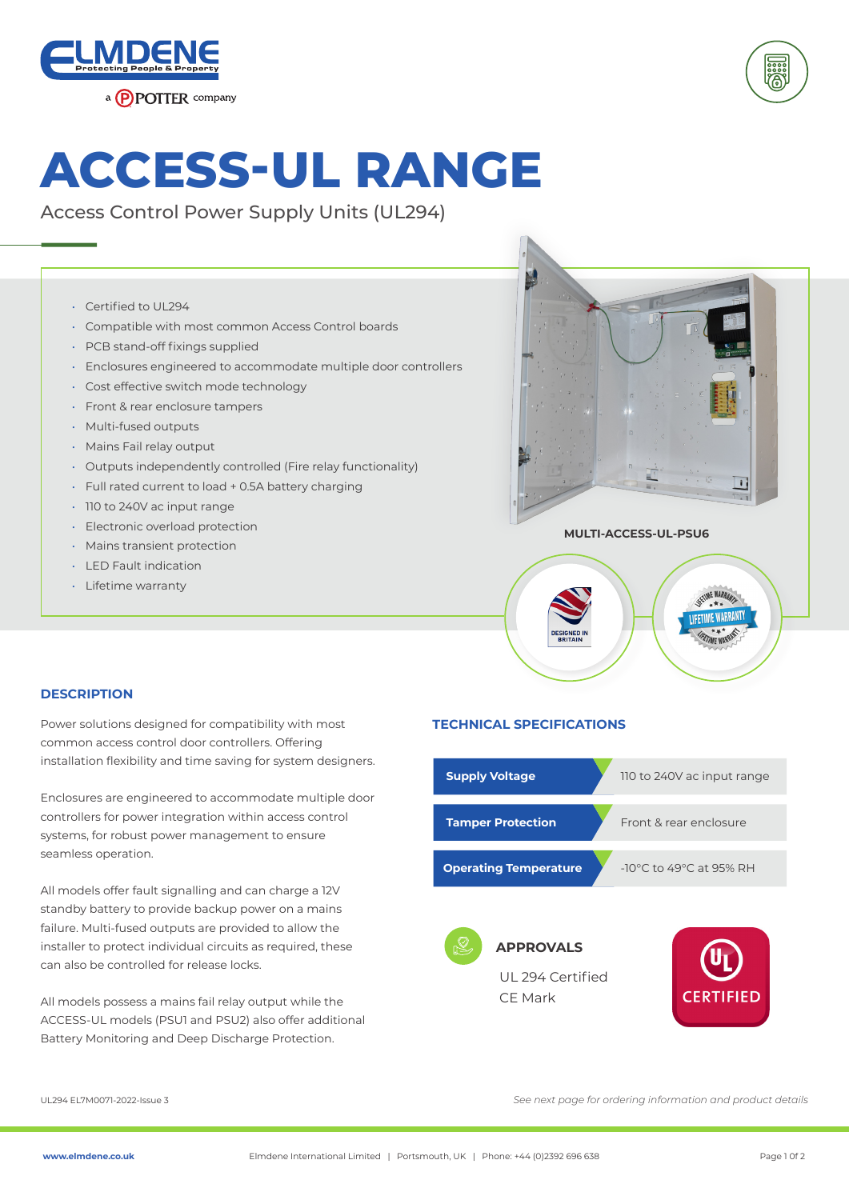# ACCESS-UL RANGE

Access Control Power Supply Units (UL294)

- Certified to UL294
- Compatible with most common Access Control boards
- PCB stand-off fixings supplied
- Enclosures engineered to accommodate multiple door controllers
- Cost effective switch mode technology
- Front & rear enclosure tampers
- Multi-fused outputs
- Mains Fail relay output
- Outputs independently controlled (Fire relay functionality)
- Full rated current to load + 0.5A battery charging
- 110 to 240V ac input range
- Electronic overload protection
- Mains transient protection
- LED Fault indication
- Lifetime warranty

MULTI-ACCESS-UL-PSU6

## DESCRIPTION

Power solutions designed for compatibility with most common access control door controllers. Offering installation flexibility and time saving for system designers.

Enclosures are engineered to accommodate multiple door controllers for power integration within access control systems, for robust power management to ensure seamless operation.

All models offer fault signalling and can charge a 12V standby battery to provide backup power on a mains failure. Multi-fused outputs are provided to allow the installer to protect individual circuits as required, these can also be controlled for release locks.

All models possess a mains fail relay output while the ACCESS-UL models (PSU1 and PSU2) also offer additional Battery Monitoring and Deep Discharge Protection.

## TECHNICAL SPECIFICATIONS

| | |
|---|---|
| **Supply Voltage** | 110 to 240V ac input range |
| **Tamper Protection** | Front & rear enclosure |
| **Operating Temperature** | -10°C to 49°C at 95% RH |

### APPROVALS

UL 294 Certified
CE Mark

UL294 EL7M0071-2022-Issue 3

*See next page for ordering information and product details*

www.elmdene.co.uk | Elmdene International Limited | Portsmouth, UK | Phone: +44 (0)2392 696 638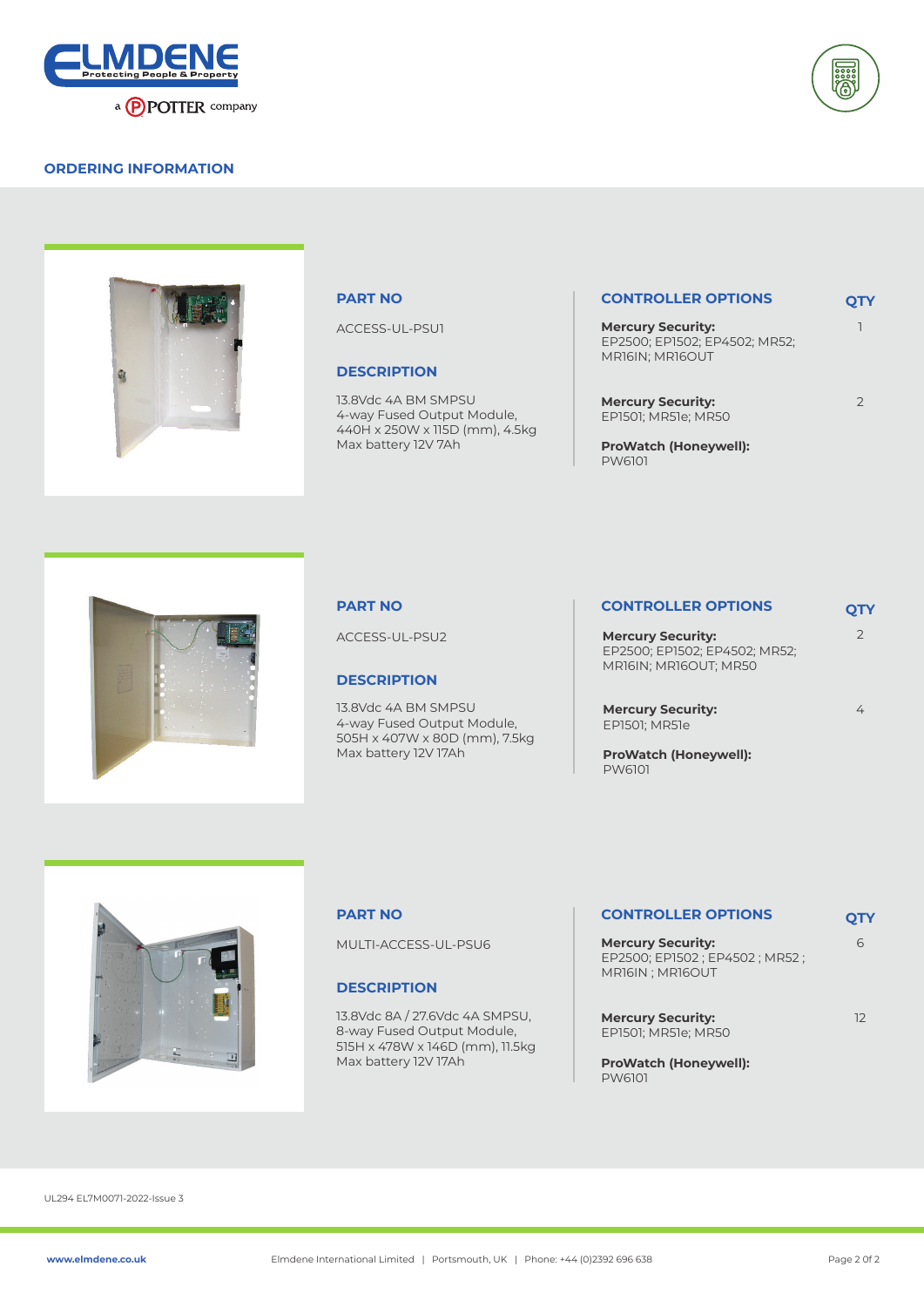## ORDERING INFORMATION

| PART NO | DESCRIPTION | CONTROLLER OPTIONS | QTY |
|---|---|---|---|
| ACCESS-UL-PSU1 | 13.8Vdc 4A BM SMPSU<br>4-way Fused Output Module,<br>440H x 250W x 115D (mm), 4.5kg<br>Max battery 12V 7Ah | **Mercury Security:**<br>EP2500; EP1502; EP4502; MR52; MR16IN; MR16OUT | 1 |
| | | **Mercury Security:**<br>EP1501; MR51e; MR50<br><br>**ProWatch (Honeywell):**<br>PW6101 | 2 |
| ACCESS-UL-PSU2 | 13.8Vdc 4A BM SMPSU<br>4-way Fused Output Module,<br>505H x 407W x 80D (mm), 7.5kg<br>Max battery 12V 17Ah | **Mercury Security:**<br>EP2500; EP1502; EP4502; MR52; MR16IN; MR16OUT; MR50 | 2 |
| | | **Mercury Security:**<br>EP1501; MR51e<br><br>**ProWatch (Honeywell):**<br>PW6101 | 4 |
| MULTI-ACCESS-UL-PSU6 | 13.8Vdc 8A / 27.6Vdc 4A SMPSU,<br>8-way Fused Output Module,<br>515H x 478W x 146D (mm), 11.5kg<br>Max battery 12V 17Ah | **Mercury Security:**<br>EP2500; EP1502 ; EP4502 ; MR52 ; MR16IN ; MR16OUT | 6 |
| | | **Mercury Security:**<br>EP1501; MR51e; MR50<br><br>**ProWatch (Honeywell):**<br>PW6101 | 12 |

UL294 EL7M0071-2022-Issue 3

www.elmdene.co.uk | Elmdene International Limited | Portsmouth, UK | Phone: +44 (0)2392 696 638